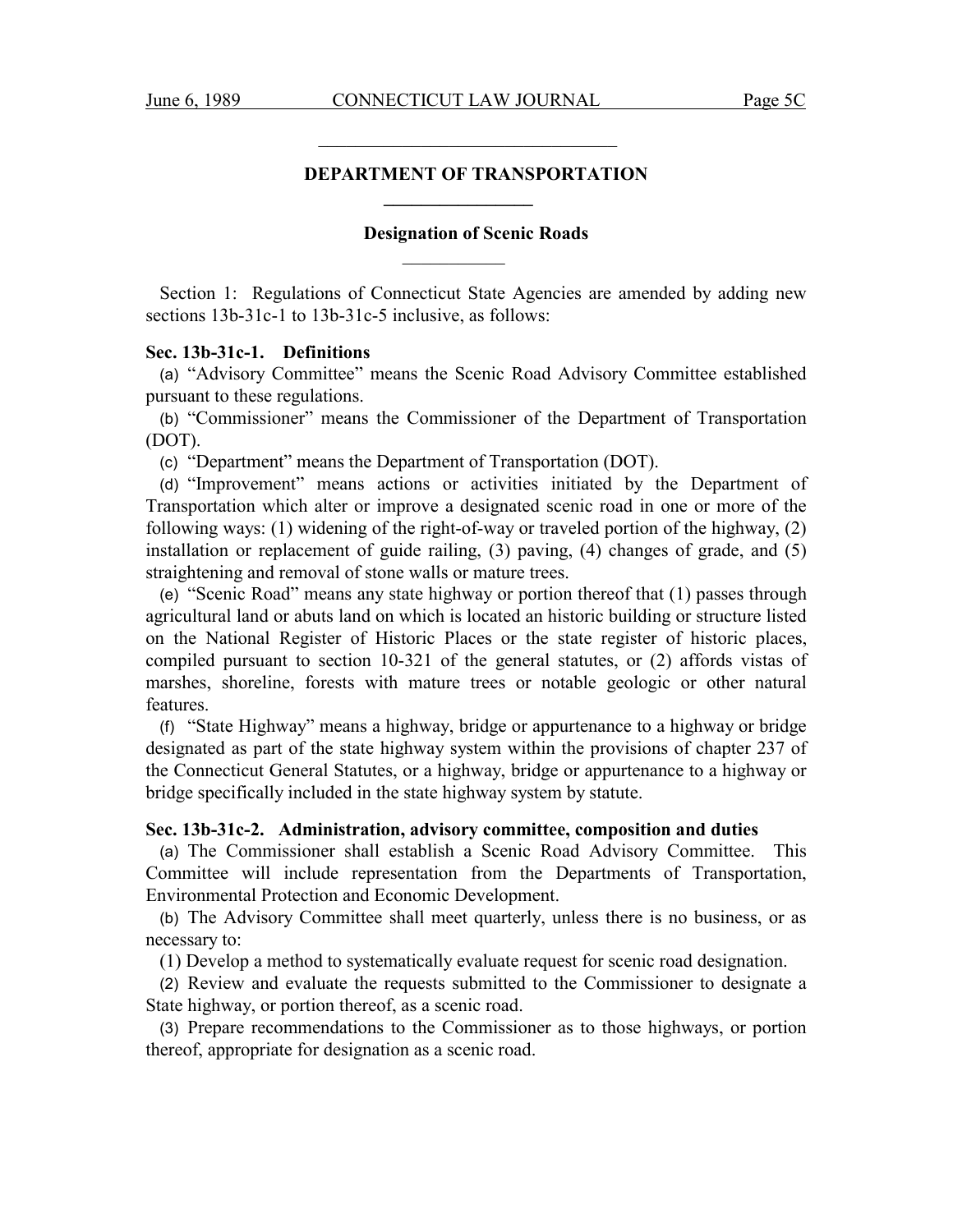## DEPARTMENT OF TRANSPORTATION

### Designation of Scenic Roads

Section 1: Regulations of Connecticut State Agencies are amended by adding new sections 13b-31c-1 to 13b-31c-5 inclusive, as follows:

**Sec. 13b-31c-1. Definitions**

(a) "Advisory Committee" means the Scenic Road Advisory Committee established pursuant to these regulations.

(b) "Commissioner" means the Commissioner of the Department of Transportation (DOT).

(c) "Department" means the Department of Transportation (DOT).

(d) "Improvement" means actions or activities initiated by the Department of Transportation which alter or improve a designated scenic road in one or more of the following ways: (1) widening of the right-of-way or traveled portion of the highway, (2) installation or replacement of guide railing, (3) paving, (4) changes of grade, and (5) straightening and removal of stone walls or mature trees.

(e) "Scenic Road" means any state highway or portion thereof that (1) passes through agricultural land or abuts land on which is located an historic building or structure listed on the National Register of Historic Places or the state register of historic places, compiled pursuant to section 10-321 of the general statutes, or (2) affords vistas of marshes, shoreline, forests with mature trees or notable geologic or other natural features.

(f) "State Highway" means a highway, bridge or appurtenance to a highway or bridge designated as part of the state highway system within the provisions of chapter 237 of the Connecticut General Statutes, or a highway, bridge or appurtenance to a highway or bridge specifically included in the state highway system by statute.

**Sec. 13b-31c-2. Administration, advisory committee, composition and duties**

(a) The Commissioner shall establish a Scenic Road Advisory Committee. This Committee will include representation from the Departments of Transportation, Environmental Protection and Economic Development.

(b) The Advisory Committee shall meet quarterly, unless there is no business, or as necessary to:

(1) Develop a method to systematically evaluate request for scenic road designation.

(2) Review and evaluate the requests submitted to the Commissioner to designate a State highway, or portion thereof, as a scenic road.

(3) Prepare recommendations to the Commissioner as to those highways, or portion thereof, appropriate for designation as a scenic road.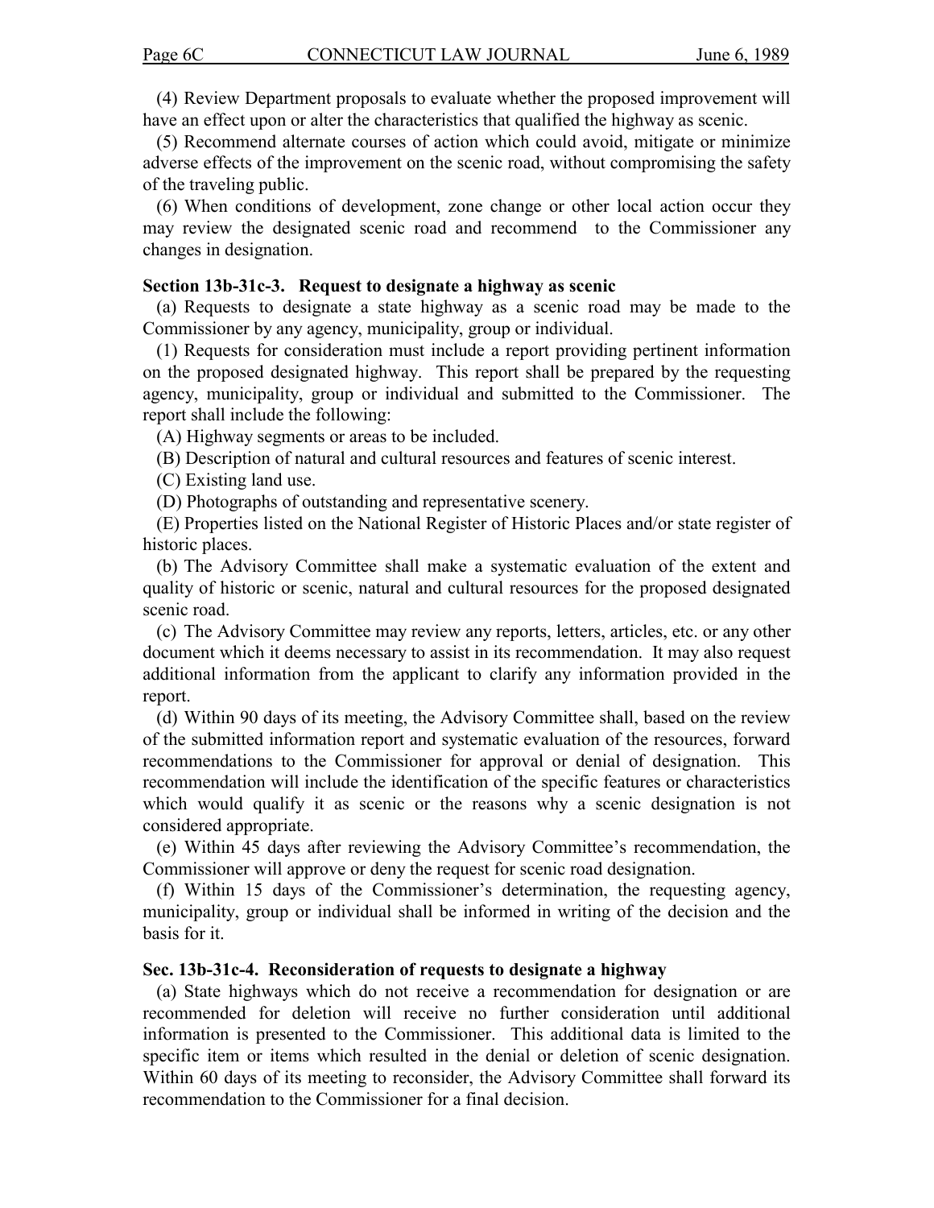(4) Review Department proposals to evaluate whether the proposed improvement will have an effect upon or alter the characteristics that qualified the highway as scenic.

(5) Recommend alternate courses of action which could avoid, mitigate or minimize adverse effects of the improvement on the scenic road, without compromising the safety of the traveling public.

(6) When conditions of development, zone change or other local action occur they may review the designated scenic road and recommend to the Commissioner any changes in designation.

**Section 13b-31c-3. Request to designate a highway as scenic**

(a) Requests to designate a state highway as a scenic road may be made to the Commissioner by any agency, municipality, group or individual.

(1) Requests for consideration must include a report providing pertinent information on the proposed designated highway. This report shall be prepared by the requesting agency, municipality, group or individual and submitted to the Commissioner. The report shall include the following:

(A) Highway segments or areas to be included.

(B) Description of natural and cultural resources and features of scenic interest.

(C) Existing land use.

(D) Photographs of outstanding and representative scenery.

(E) Properties listed on the National Register of Historic Places and/or state register of historic places.

(b) The Advisory Committee shall make a systematic evaluation of the extent and quality of historic or scenic, natural and cultural resources for the proposed designated scenic road.

(c) The Advisory Committee may review any reports, letters, articles, etc. or any other document which it deems necessary to assist in its recommendation. It may also request additional information from the applicant to clarify any information provided in the report.

(d) Within 90 days of its meeting, the Advisory Committee shall, based on the review of the submitted information report and systematic evaluation of the resources, forward recommendations to the Commissioner for approval or denial of designation. This recommendation will include the identification of the specific features or characteristics which would qualify it as scenic or the reasons why a scenic designation is not considered appropriate.

(e) Within 45 days after reviewing the Advisory Committee's recommendation, the Commissioner will approve or deny the request for scenic road designation.

(f) Within 15 days of the Commissioner's determination, the requesting agency, municipality, group or individual shall be informed in writing of the decision and the basis for it.

**Sec. 13b-31c-4. Reconsideration of requests to designate a highway**

(a) State highways which do not receive a recommendation for designation or are recommended for deletion will receive no further consideration until additional information is presented to the Commissioner. This additional data is limited to the specific item or items which resulted in the denial or deletion of scenic designation. Within 60 days of its meeting to reconsider, the Advisory Committee shall forward its recommendation to the Commissioner for a final decision.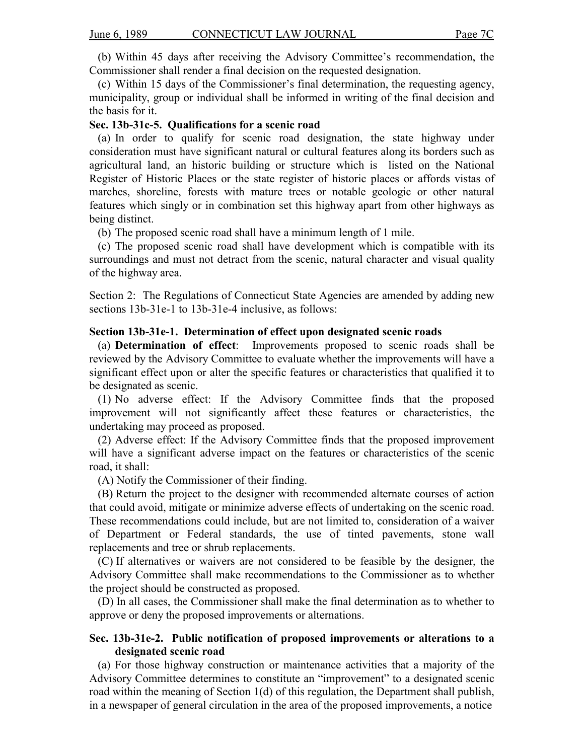(b) Within 45 days after receiving the Advisory Committee's recommendation, the Commissioner shall render a final decision on the requested designation.

(c) Within 15 days of the Commissioner's final determination, the requesting agency, municipality, group or individual shall be informed in writing of the final decision and the basis for it.

**Sec. 13b-31c-5. Qualifications for a scenic road**

(a) In order to qualify for scenic road designation, the state highway under consideration must have significant natural or cultural features along its borders such as agricultural land, an historic building or structure which is listed on the National Register of Historic Places or the state register of historic places or affords vistas of marches, shoreline, forests with mature trees or notable geologic or other natural features which singly or in combination set this highway apart from other highways as being distinct.

(b) The proposed scenic road shall have a minimum length of 1 mile.

(c) The proposed scenic road shall have development which is compatible with its surroundings and must not detract from the scenic, natural character and visual quality of the highway area.

Section 2: The Regulations of Connecticut State Agencies are amended by adding new sections 13b-31e-1 to 13b-31e-4 inclusive, as follows:

**Section 13b-31e-1. Determination of effect upon designated scenic roads**

(a) **Determination of effect**: Improvements proposed to scenic roads shall be reviewed by the Advisory Committee to evaluate whether the improvements will have a significant effect upon or alter the specific features or characteristics that qualified it to be designated as scenic.

(1) No adverse effect: If the Advisory Committee finds that the proposed improvement will not significantly affect these features or characteristics, the undertaking may proceed as proposed.

(2) Adverse effect: If the Advisory Committee finds that the proposed improvement will have a significant adverse impact on the features or characteristics of the scenic road, it shall:

(A) Notify the Commissioner of their finding.

(B) Return the project to the designer with recommended alternate courses of action that could avoid, mitigate or minimize adverse effects of undertaking on the scenic road. These recommendations could include, but are not limited to, consideration of a waiver of Department or Federal standards, the use of tinted pavements, stone wall replacements and tree or shrub replacements.

(C) If alternatives or waivers are not considered to be feasible by the designer, the Advisory Committee shall make recommendations to the Commissioner as to whether the project should be constructed as proposed.

(D) In all cases, the Commissioner shall make the final determination as to whether to approve or deny the proposed improvements or alternations.

**Sec. 13b-31e-2. Public notification of proposed improvements or alterations to a designated scenic road**

(a) For those highway construction or maintenance activities that a majority of the Advisory Committee determines to constitute an "improvement" to a designated scenic road within the meaning of Section 1(d) of this regulation, the Department shall publish, in a newspaper of general circulation in the area of the proposed improvements, a notice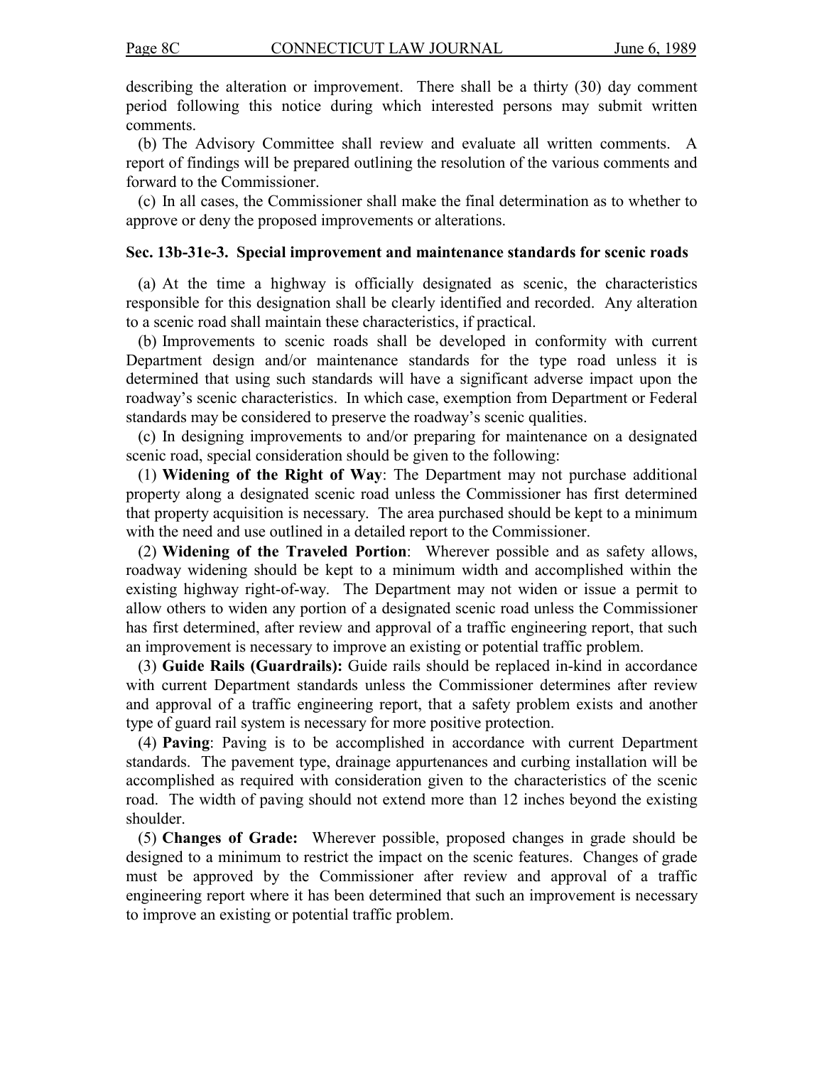describing the alteration or improvement. There shall be a thirty (30) day comment period following this notice during which interested persons may submit written comments.

(b) The Advisory Committee shall review and evaluate all written comments. A report of findings will be prepared outlining the resolution of the various comments and forward to the Commissioner.

(c) In all cases, the Commissioner shall make the final determination as to whether to approve or deny the proposed improvements or alterations.

### Sec. 13b-31e-3. Special improvement and maintenance standards for scenic roads

(a) At the time a highway is officially designated as scenic, the characteristics responsible for this designation shall be clearly identified and recorded. Any alteration to a scenic road shall maintain these characteristics, if practical.

(b) Improvements to scenic roads shall be developed in conformity with current Department design and/or maintenance standards for the type road unless it is determined that using such standards will have a significant adverse impact upon the roadway's scenic characteristics. In which case, exemption from Department or Federal standards may be considered to preserve the roadway's scenic qualities.

(c) In designing improvements to and/or preparing for maintenance on a designated scenic road, special consideration should be given to the following:

(1) **Widening of the Right of Way**: The Department may not purchase additional property along a designated scenic road unless the Commissioner has first determined that property acquisition is necessary. The area purchased should be kept to a minimum with the need and use outlined in a detailed report to the Commissioner.

(2) **Widening of the Traveled Portion**: Wherever possible and as safety allows, roadway widening should be kept to a minimum width and accomplished within the existing highway right-of-way. The Department may not widen or issue a permit to allow others to widen any portion of a designated scenic road unless the Commissioner has first determined, after review and approval of a traffic engineering report, that such an improvement is necessary to improve an existing or potential traffic problem.

(3) **Guide Rails (Guardrails):** Guide rails should be replaced in-kind in accordance with current Department standards unless the Commissioner determines after review and approval of a traffic engineering report, that a safety problem exists and another type of guard rail system is necessary for more positive protection.

(4) **Paving**: Paving is to be accomplished in accordance with current Department standards. The pavement type, drainage appurtenances and curbing installation will be accomplished as required with consideration given to the characteristics of the scenic road. The width of paving should not extend more than 12 inches beyond the existing shoulder.

(5) **Changes of Grade:** Wherever possible, proposed changes in grade should be designed to a minimum to restrict the impact on the scenic features. Changes of grade must be approved by the Commissioner after review and approval of a traffic engineering report where it has been determined that such an improvement is necessary to improve an existing or potential traffic problem.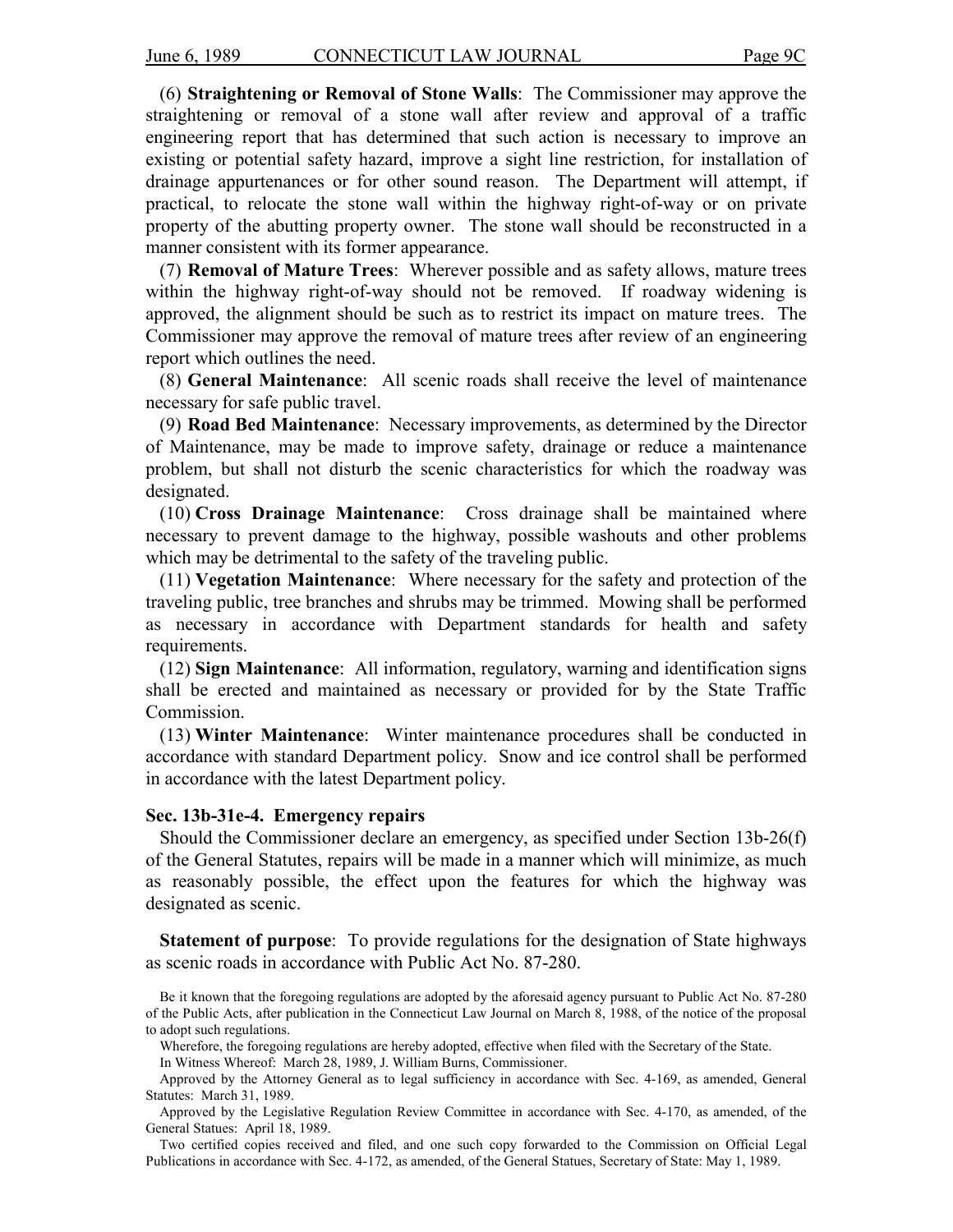(6) **Straightening or Removal of Stone Walls**: The Commissioner may approve the straightening or removal of a stone wall after review and approval of a traffic engineering report that has determined that such action is necessary to improve an existing or potential safety hazard, improve a sight line restriction, for installation of drainage appurtenances or for other sound reason. The Department will attempt, if practical, to relocate the stone wall within the highway right-of-way or on private property of the abutting property owner. The stone wall should be reconstructed in a manner consistent with its former appearance.

(7) **Removal of Mature Trees**: Wherever possible and as safety allows, mature trees within the highway right-of-way should not be removed. If roadway widening is approved, the alignment should be such as to restrict its impact on mature trees. The Commissioner may approve the removal of mature trees after review of an engineering report which outlines the need.

(8) **General Maintenance**: All scenic roads shall receive the level of maintenance necessary for safe public travel.

(9) **Road Bed Maintenance**: Necessary improvements, as determined by the Director of Maintenance, may be made to improve safety, drainage or reduce a maintenance problem, but shall not disturb the scenic characteristics for which the roadway was designated.

(10) **Cross Drainage Maintenance**: Cross drainage shall be maintained where necessary to prevent damage to the highway, possible washouts and other problems which may be detrimental to the safety of the traveling public.

(11) **Vegetation Maintenance**: Where necessary for the safety and protection of the traveling public, tree branches and shrubs may be trimmed. Mowing shall be performed as necessary in accordance with Department standards for health and safety requirements.

(12) **Sign Maintenance**: All information, regulatory, warning and identification signs shall be erected and maintained as necessary or provided for by the State Traffic Commission.

(13) **Winter Maintenance**: Winter maintenance procedures shall be conducted in accordance with standard Department policy. Snow and ice control shall be performed in accordance with the latest Department policy.

### Sec. 13b-31e-4. Emergency repairs

Should the Commissioner declare an emergency, as specified under Section 13b-26(f) of the General Statutes, repairs will be made in a manner which will minimize, as much as reasonably possible, the effect upon the features for which the highway was designated as scenic.

**Statement of purpose**: To provide regulations for the designation of State highways as scenic roads in accordance with Public Act No. 87-280.

Be it known that the foregoing regulations are adopted by the aforesaid agency pursuant to Public Act No. 87-280 of the Public Acts, after publication in the Connecticut Law Journal on March 8, 1988, of the notice of the proposal to adopt such regulations.

Wherefore, the foregoing regulations are hereby adopted, effective when filed with the Secretary of the State.

In Witness Whereof: March 28, 1989, J. William Burns, Commissioner.

Approved by the Attorney General as to legal sufficiency in accordance with Sec. 4-169, as amended, General Statutes: March 31, 1989.

Approved by the Legislative Regulation Review Committee in accordance with Sec. 4-170, as amended, of the General Statues: April 18, 1989.

Two certified copies received and filed, and one such copy forwarded to the Commission on Official Legal Publications in accordance with Sec. 4-172, as amended, of the General Statues, Secretary of State: May 1, 1989.